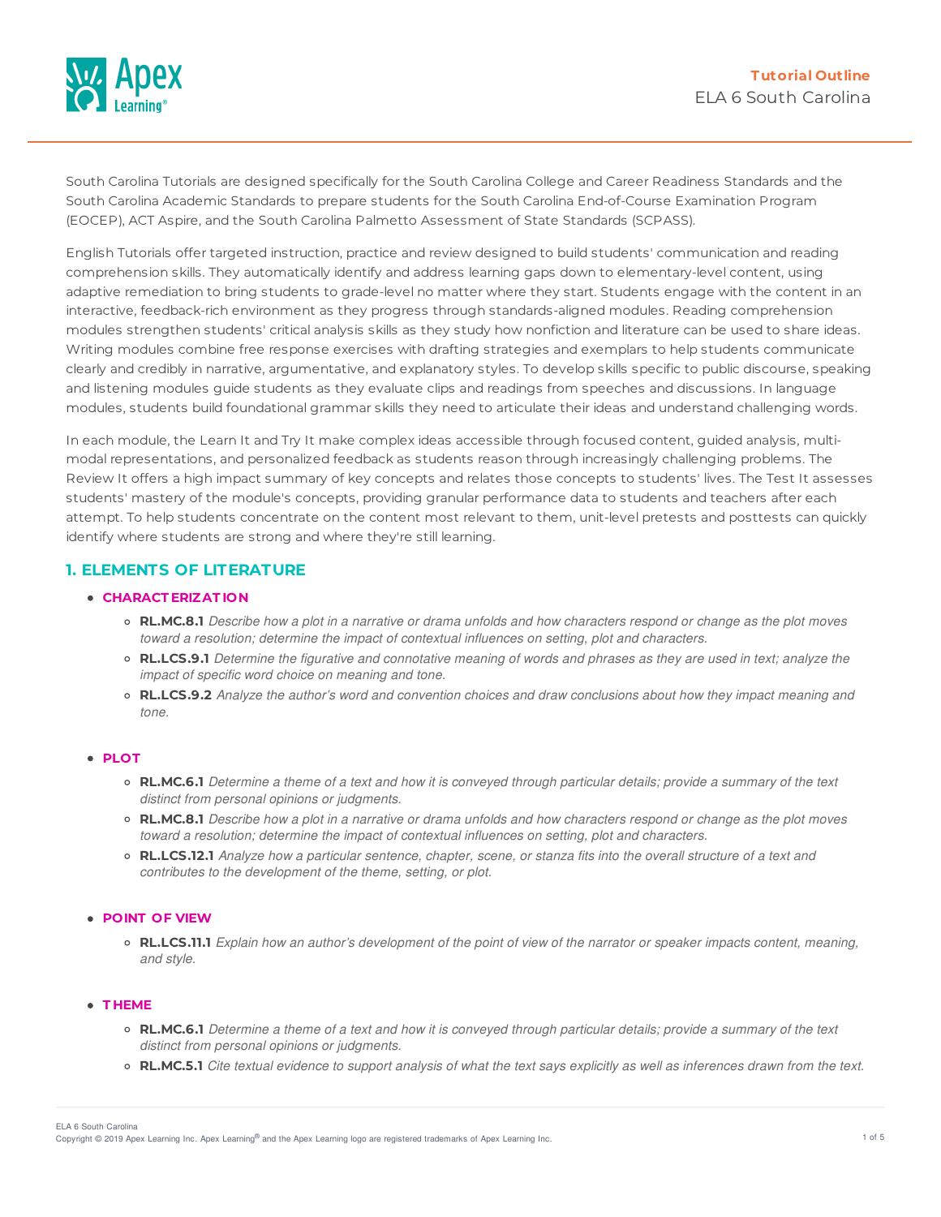**Tutorial Outline**

ELA 6 South Carolina

South Carolina Tutorials are designed specifically for the South Carolina College and Career Readiness Standards and the South Carolina Academic Standards to prepare students for the South Carolina End-of-Course Examination Program (EOCEP), ACT Aspire, and the South Carolina Palmetto Assessment of State Standards (SCPASS).

English Tutorials offer targeted instruction, practice and review designed to build students' communication and reading comprehension skills. They automatically identify and address learning gaps down to elementary-level content, using adaptive remediation to bring students to grade-level no matter where they start. Students engage with the content in an interactive, feedback-rich environment as they progress through standards-aligned modules. Reading comprehension modules strengthen students' critical analysis skills as they study how nonfiction and literature can be used to share ideas. Writing modules combine free response exercises with drafting strategies and exemplars to help students communicate clearly and credibly in narrative, argumentative, and explanatory styles. To develop skills specific to public discourse, speaking and listening modules guide students as they evaluate clips and readings from speeches and discussions. In language modules, students build foundational grammar skills they need to articulate their ideas and understand challenging words.

In each module, the Learn It and Try It make complex ideas accessible through focused content, guided analysis, multi-modal representations, and personalized feedback as students reason through increasingly challenging problems. The Review It offers a high impact summary of key concepts and relates those concepts to students' lives. The Test It assesses students' mastery of the module's concepts, providing granular performance data to students and teachers after each attempt. To help students concentrate on the content most relevant to them, unit-level pretests and posttests can quickly identify where students are strong and where they're still learning.

## 1. ELEMENTS OF LITERATURE

- **CHARACTERIZATION**
  - **RL.MC.8.1** *Describe how a plot in a narrative or drama unfolds and how characters respond or change as the plot moves toward a resolution; determine the impact of contextual influences on setting, plot and characters.*
  - **RL.LCS.9.1** *Determine the figurative and connotative meaning of words and phrases as they are used in text; analyze the impact of specific word choice on meaning and tone.*
  - **RL.LCS.9.2** *Analyze the author's word and convention choices and draw conclusions about how they impact meaning and tone.*

- **PLOT**
  - **RL.MC.6.1** *Determine a theme of a text and how it is conveyed through particular details; provide a summary of the text distinct from personal opinions or judgments.*
  - **RL.MC.8.1** *Describe how a plot in a narrative or drama unfolds and how characters respond or change as the plot moves toward a resolution; determine the impact of contextual influences on setting, plot and characters.*
  - **RL.LCS.12.1** *Analyze how a particular sentence, chapter, scene, or stanza fits into the overall structure of a text and contributes to the development of the theme, setting, or plot.*

- **POINT OF VIEW**
  - **RL.LCS.11.1** *Explain how an author's development of the point of view of the narrator or speaker impacts content, meaning, and style.*

- **THEME**
  - **RL.MC.6.1** *Determine a theme of a text and how it is conveyed through particular details; provide a summary of the text distinct from personal opinions or judgments.*
  - **RL.MC.5.1** *Cite textual evidence to support analysis of what the text says explicitly as well as inferences drawn from the text.*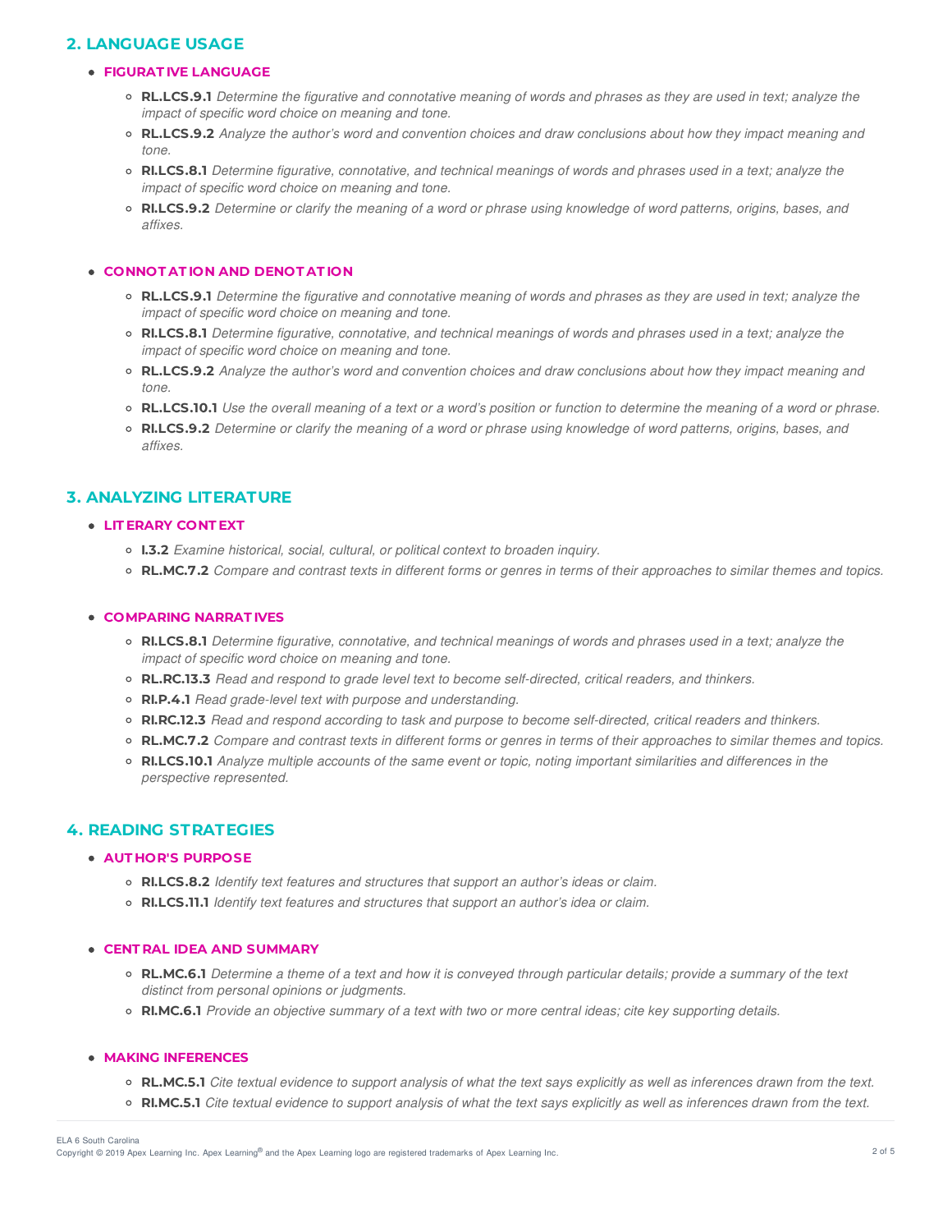## 2. LANGUAGE USAGE

- **FIGURATIVE LANGUAGE**
  - **RL.LCS.9.1** *Determine the figurative and connotative meaning of words and phrases as they are used in text; analyze the impact of specific word choice on meaning and tone.*
  - **RL.LCS.9.2** *Analyze the author's word and convention choices and draw conclusions about how they impact meaning and tone.*
  - **RI.LCS.8.1** *Determine figurative, connotative, and technical meanings of words and phrases used in a text; analyze the impact of specific word choice on meaning and tone.*
  - **RI.LCS.9.2** *Determine or clarify the meaning of a word or phrase using knowledge of word patterns, origins, bases, and affixes.*

- **CONNOTATION AND DENOTATION**
  - **RL.LCS.9.1** *Determine the figurative and connotative meaning of words and phrases as they are used in text; analyze the impact of specific word choice on meaning and tone.*
  - **RI.LCS.8.1** *Determine figurative, connotative, and technical meanings of words and phrases used in a text; analyze the impact of specific word choice on meaning and tone.*
  - **RL.LCS.9.2** *Analyze the author's word and convention choices and draw conclusions about how they impact meaning and tone.*
  - **RL.LCS.10.1** *Use the overall meaning of a text or a word's position or function to determine the meaning of a word or phrase.*
  - **RI.LCS.9.2** *Determine or clarify the meaning of a word or phrase using knowledge of word patterns, origins, bases, and affixes.*

## 3. ANALYZING LITERATURE

- **LITERARY CONTEXT**
  - **I.3.2** *Examine historical, social, cultural, or political context to broaden inquiry.*
  - **RL.MC.7.2** *Compare and contrast texts in different forms or genres in terms of their approaches to similar themes and topics.*

- **COMPARING NARRATIVES**
  - **RI.LCS.8.1** *Determine figurative, connotative, and technical meanings of words and phrases used in a text; analyze the impact of specific word choice on meaning and tone.*
  - **RL.RC.13.3** *Read and respond to grade level text to become self-directed, critical readers, and thinkers.*
  - **RI.P.4.1** *Read grade-level text with purpose and understanding.*
  - **RI.RC.12.3** *Read and respond according to task and purpose to become self-directed, critical readers and thinkers.*
  - **RL.MC.7.2** *Compare and contrast texts in different forms or genres in terms of their approaches to similar themes and topics.*
  - **RI.LCS.10.1** *Analyze multiple accounts of the same event or topic, noting important similarities and differences in the perspective represented.*

## 4. READING STRATEGIES

- **AUTHOR'S PURPOSE**
  - **RI.LCS.8.2** *Identify text features and structures that support an author's ideas or claim.*
  - **RI.LCS.11.1** *Identify text features and structures that support an author's idea or claim.*

- **CENTRAL IDEA AND SUMMARY**
  - **RL.MC.6.1** *Determine a theme of a text and how it is conveyed through particular details; provide a summary of the text distinct from personal opinions or judgments.*
  - **RI.MC.6.1** *Provide an objective summary of a text with two or more central ideas; cite key supporting details.*

- **MAKING INFERENCES**
  - **RL.MC.5.1** *Cite textual evidence to support analysis of what the text says explicitly as well as inferences drawn from the text.*
  - **RI.MC.5.1** *Cite textual evidence to support analysis of what the text says explicitly as well as inferences drawn from the text.*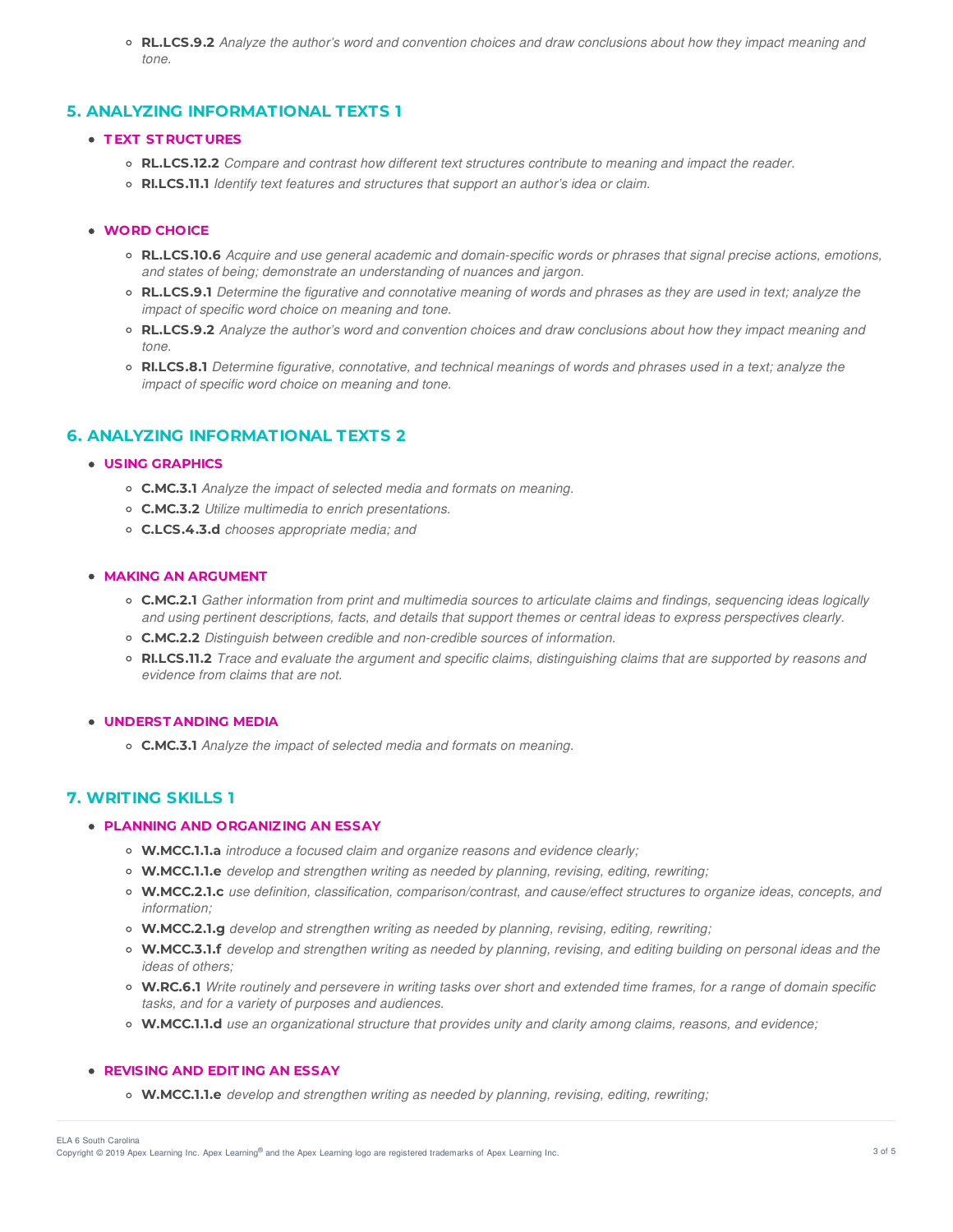- **RL.LCS.9.2** *Analyze the author's word and convention choices and draw conclusions about how they impact meaning and tone.*

## 5. ANALYZING INFORMATIONAL TEXTS 1

- **TEXT STRUCTURES**
  - **RL.LCS.12.2** *Compare and contrast how different text structures contribute to meaning and impact the reader.*
  - **RI.LCS.11.1** *Identify text features and structures that support an author's idea or claim.*

- **WORD CHOICE**
  - **RL.LCS.10.6** *Acquire and use general academic and domain-specific words or phrases that signal precise actions, emotions, and states of being; demonstrate an understanding of nuances and jargon.*
  - **RL.LCS.9.1** *Determine the figurative and connotative meaning of words and phrases as they are used in text; analyze the impact of specific word choice on meaning and tone.*
  - **RL.LCS.9.2** *Analyze the author's word and convention choices and draw conclusions about how they impact meaning and tone.*
  - **RI.LCS.8.1** *Determine figurative, connotative, and technical meanings of words and phrases used in a text; analyze the impact of specific word choice on meaning and tone.*

## 6. ANALYZING INFORMATIONAL TEXTS 2

- **USING GRAPHICS**
  - **C.MC.3.1** *Analyze the impact of selected media and formats on meaning.*
  - **C.MC.3.2** *Utilize multimedia to enrich presentations.*
  - **C.LCS.4.3.d** *chooses appropriate media; and*

- **MAKING AN ARGUMENT**
  - **C.MC.2.1** *Gather information from print and multimedia sources to articulate claims and findings, sequencing ideas logically and using pertinent descriptions, facts, and details that support themes or central ideas to express perspectives clearly.*
  - **C.MC.2.2** *Distinguish between credible and non-credible sources of information.*
  - **RI.LCS.11.2** *Trace and evaluate the argument and specific claims, distinguishing claims that are supported by reasons and evidence from claims that are not.*

- **UNDERSTANDING MEDIA**
  - **C.MC.3.1** *Analyze the impact of selected media and formats on meaning.*

## 7. WRITING SKILLS 1

- **PLANNING AND ORGANIZING AN ESSAY**
  - **W.MCC.1.1.a** *introduce a focused claim and organize reasons and evidence clearly;*
  - **W.MCC.1.1.e** *develop and strengthen writing as needed by planning, revising, editing, rewriting;*
  - **W.MCC.2.1.c** *use definition, classification, comparison/contrast, and cause/effect structures to organize ideas, concepts, and information;*
  - **W.MCC.2.1.g** *develop and strengthen writing as needed by planning, revising, editing, rewriting;*
  - **W.MCC.3.1.f** *develop and strengthen writing as needed by planning, revising, and editing building on personal ideas and the ideas of others;*
  - **W.RC.6.1** *Write routinely and persevere in writing tasks over short and extended time frames, for a range of domain specific tasks, and for a variety of purposes and audiences.*
  - **W.MCC.1.1.d** *use an organizational structure that provides unity and clarity among claims, reasons, and evidence;*

- **REVISING AND EDITING AN ESSAY**
  - **W.MCC.1.1.e** *develop and strengthen writing as needed by planning, revising, editing, rewriting;*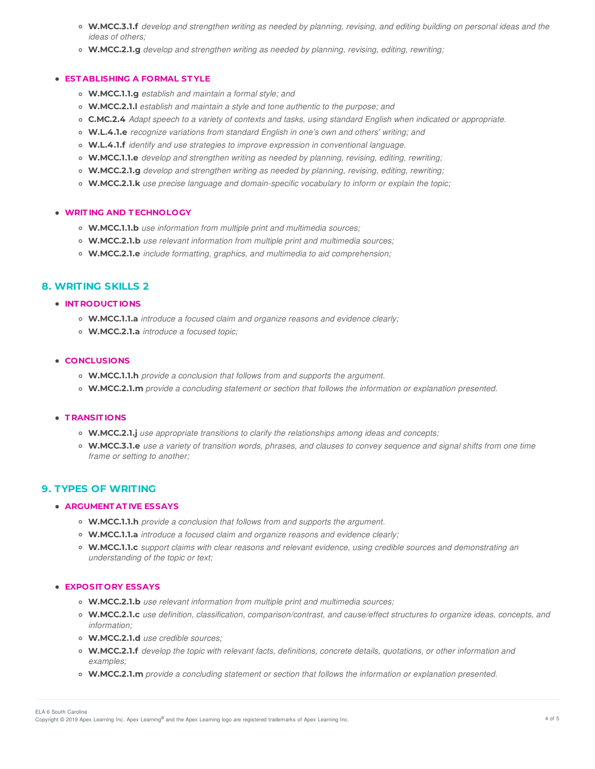- **W.MCC.3.1.f** *develop and strengthen writing as needed by planning, revising, and editing building on personal ideas and the ideas of others;*
- **W.MCC.2.1.g** *develop and strengthen writing as needed by planning, revising, editing, rewriting;*

- **ESTABLISHING A FORMAL STYLE**
  - **W.MCC.1.1.g** *establish and maintain a formal style; and*
  - **W.MCC.2.1.l** *establish and maintain a style and tone authentic to the purpose; and*
  - **C.MC.2.4** *Adapt speech to a variety of contexts and tasks, using standard English when indicated or appropriate.*
  - **W.L.4.1.e** *recognize variations from standard English in one's own and others' writing; and*
  - **W.L.4.1.f** *identify and use strategies to improve expression in conventional language.*
  - **W.MCC.1.1.e** *develop and strengthen writing as needed by planning, revising, editing, rewriting;*
  - **W.MCC.2.1.g** *develop and strengthen writing as needed by planning, revising, editing, rewriting;*
  - **W.MCC.2.1.k** *use precise language and domain-specific vocabulary to inform or explain the topic;*

- **WRITING AND TECHNOLOGY**
  - **W.MCC.1.1.b** *use information from multiple print and multimedia sources;*
  - **W.MCC.2.1.b** *use relevant information from multiple print and multimedia sources;*
  - **W.MCC.2.1.e** *include formatting, graphics, and multimedia to aid comprehension;*

## 8. WRITING SKILLS 2

- **INTRODUCTIONS**
  - **W.MCC.1.1.a** *introduce a focused claim and organize reasons and evidence clearly;*
  - **W.MCC.2.1.a** *introduce a focused topic;*

- **CONCLUSIONS**
  - **W.MCC.1.1.h** *provide a conclusion that follows from and supports the argument.*
  - **W.MCC.2.1.m** *provide a concluding statement or section that follows the information or explanation presented.*

- **TRANSITIONS**
  - **W.MCC.2.1.j** *use appropriate transitions to clarify the relationships among ideas and concepts;*
  - **W.MCC.3.1.e** *use a variety of transition words, phrases, and clauses to convey sequence and signal shifts from one time frame or setting to another;*

## 9. TYPES OF WRITING

- **ARGUMENTATIVE ESSAYS**
  - **W.MCC.1.1.h** *provide a conclusion that follows from and supports the argument.*
  - **W.MCC.1.1.a** *introduce a focused claim and organize reasons and evidence clearly;*
  - **W.MCC.1.1.c** *support claims with clear reasons and relevant evidence, using credible sources and demonstrating an understanding of the topic or text;*

- **EXPOSITORY ESSAYS**
  - **W.MCC.2.1.b** *use relevant information from multiple print and multimedia sources;*
  - **W.MCC.2.1.c** *use definition, classification, comparison/contrast, and cause/effect structures to organize ideas, concepts, and information;*
  - **W.MCC.2.1.d** *use credible sources;*
  - **W.MCC.2.1.f** *develop the topic with relevant facts, definitions, concrete details, quotations, or other information and examples;*
  - **W.MCC.2.1.m** *provide a concluding statement or section that follows the information or explanation presented.*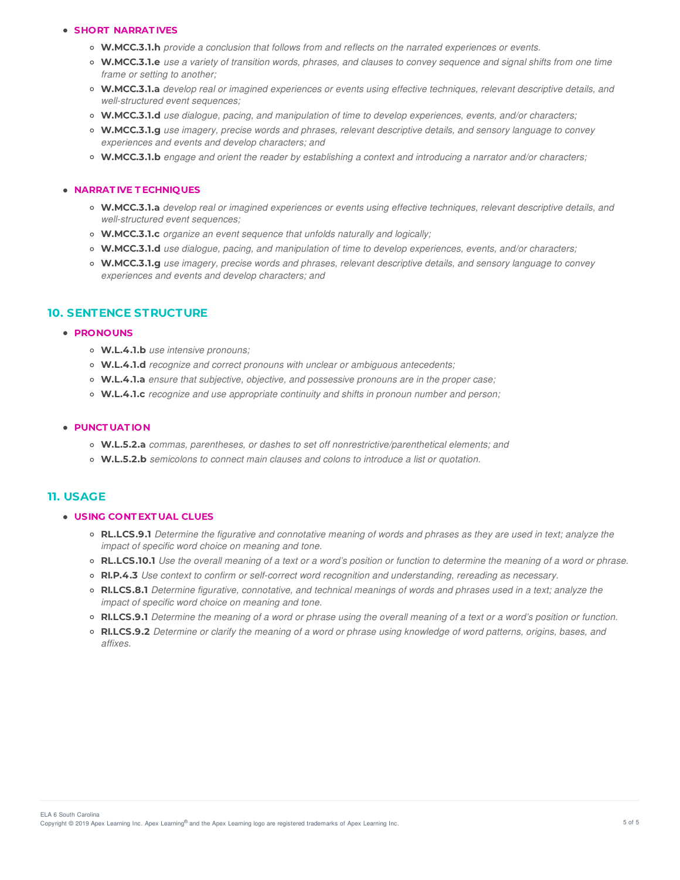- **SHORT NARRATIVES**
  - **W.MCC.3.1.h** *provide a conclusion that follows from and reflects on the narrated experiences or events.*
  - **W.MCC.3.1.e** *use a variety of transition words, phrases, and clauses to convey sequence and signal shifts from one time frame or setting to another;*
  - **W.MCC.3.1.a** *develop real or imagined experiences or events using effective techniques, relevant descriptive details, and well-structured event sequences;*
  - **W.MCC.3.1.d** *use dialogue, pacing, and manipulation of time to develop experiences, events, and/or characters;*
  - **W.MCC.3.1.g** *use imagery, precise words and phrases, relevant descriptive details, and sensory language to convey experiences and events and develop characters; and*
  - **W.MCC.3.1.b** *engage and orient the reader by establishing a context and introducing a narrator and/or characters;*

- **NARRATIVE TECHNIQUES**
  - **W.MCC.3.1.a** *develop real or imagined experiences or events using effective techniques, relevant descriptive details, and well-structured event sequences;*
  - **W.MCC.3.1.c** *organize an event sequence that unfolds naturally and logically;*
  - **W.MCC.3.1.d** *use dialogue, pacing, and manipulation of time to develop experiences, events, and/or characters;*
  - **W.MCC.3.1.g** *use imagery, precise words and phrases, relevant descriptive details, and sensory language to convey experiences and events and develop characters; and*

## 10. SENTENCE STRUCTURE

- **PRONOUNS**
  - **W.L.4.1.b** *use intensive pronouns;*
  - **W.L.4.1.d** *recognize and correct pronouns with unclear or ambiguous antecedents;*
  - **W.L.4.1.a** *ensure that subjective, objective, and possessive pronouns are in the proper case;*
  - **W.L.4.1.c** *recognize and use appropriate continuity and shifts in pronoun number and person;*

- **PUNCTUATION**
  - **W.L.5.2.a** *commas, parentheses, or dashes to set off nonrestrictive/parenthetical elements; and*
  - **W.L.5.2.b** *semicolons to connect main clauses and colons to introduce a list or quotation.*

## 11. USAGE

- **USING CONTEXTUAL CLUES**
  - **RL.LCS.9.1** *Determine the figurative and connotative meaning of words and phrases as they are used in text; analyze the impact of specific word choice on meaning and tone.*
  - **RL.LCS.10.1** *Use the overall meaning of a text or a word's position or function to determine the meaning of a word or phrase.*
  - **RI.P.4.3** *Use context to confirm or self-correct word recognition and understanding, rereading as necessary.*
  - **RI.LCS.8.1** *Determine figurative, connotative, and technical meanings of words and phrases used in a text; analyze the impact of specific word choice on meaning and tone.*
  - **RI.LCS.9.1** *Determine the meaning of a word or phrase using the overall meaning of a text or a word's position or function.*
  - **RI.LCS.9.2** *Determine or clarify the meaning of a word or phrase using knowledge of word patterns, origins, bases, and affixes.*